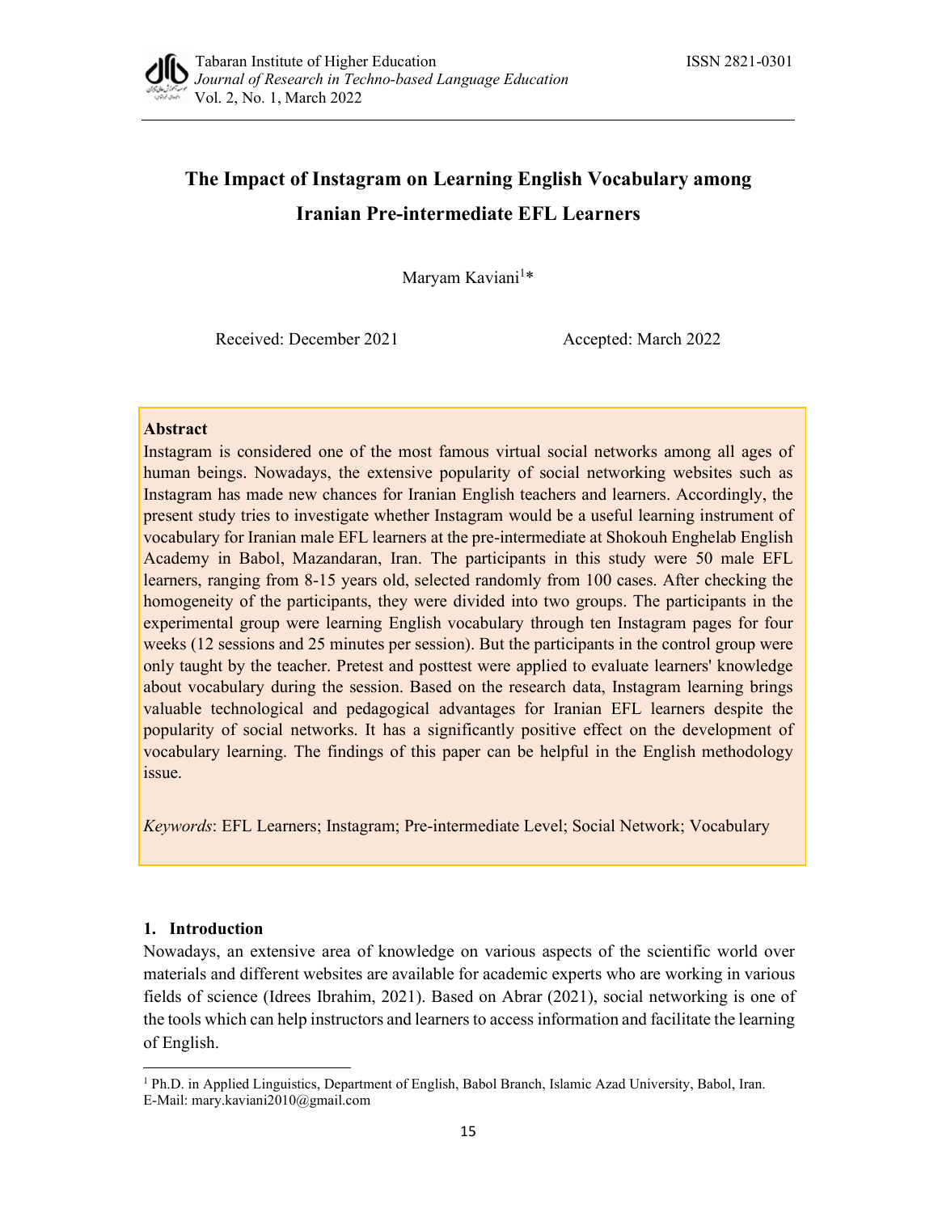# The Impact of Instagram on Learning English Vocabulary among Iranian Pre-intermediate EFL Learners

Maryam Kaviani[1]*

Received: December 2021 Accepted: March 2022

**Abstract**

Instagram is considered one of the most famous virtual social networks among all ages of human beings. Nowadays, the extensive popularity of social networking websites such as Instagram has made new chances for Iranian English teachers and learners. Accordingly, the present study tries to investigate whether Instagram would be a useful learning instrument of vocabulary for Iranian male EFL learners at the pre-intermediate at Shokouh Enghelab English Academy in Babol, Mazandaran, Iran. The participants in this study were 50 male EFL learners, ranging from 8-15 years old, selected randomly from 100 cases. After checking the homogeneity of the participants, they were divided into two groups. The participants in the experimental group were learning English vocabulary through ten Instagram pages for four weeks (12 sessions and 25 minutes per session). But the participants in the control group were only taught by the teacher. Pretest and posttest were applied to evaluate learners' knowledge about vocabulary during the session. Based on the research data, Instagram learning brings valuable technological and pedagogical advantages for Iranian EFL learners despite the popularity of social networks. It has a significantly positive effect on the development of vocabulary learning. The findings of this paper can be helpful in the English methodology issue.

*Keywords*: EFL Learners; Instagram; Pre-intermediate Level; Social Network; Vocabulary

## 1. Introduction

Nowadays, an extensive area of knowledge on various aspects of the scientific world over materials and different websites are available for academic experts who are working in various fields of science (Idrees Ibrahim, 2021). Based on Abrar (2021), social networking is one of the tools which can help instructors and learners to access information and facilitate the learning of English.

[1] Ph.D. in Applied Linguistics, Department of English, Babol Branch, Islamic Azad University, Babol, Iran. E-Mail: mary.kaviani2010@gmail.com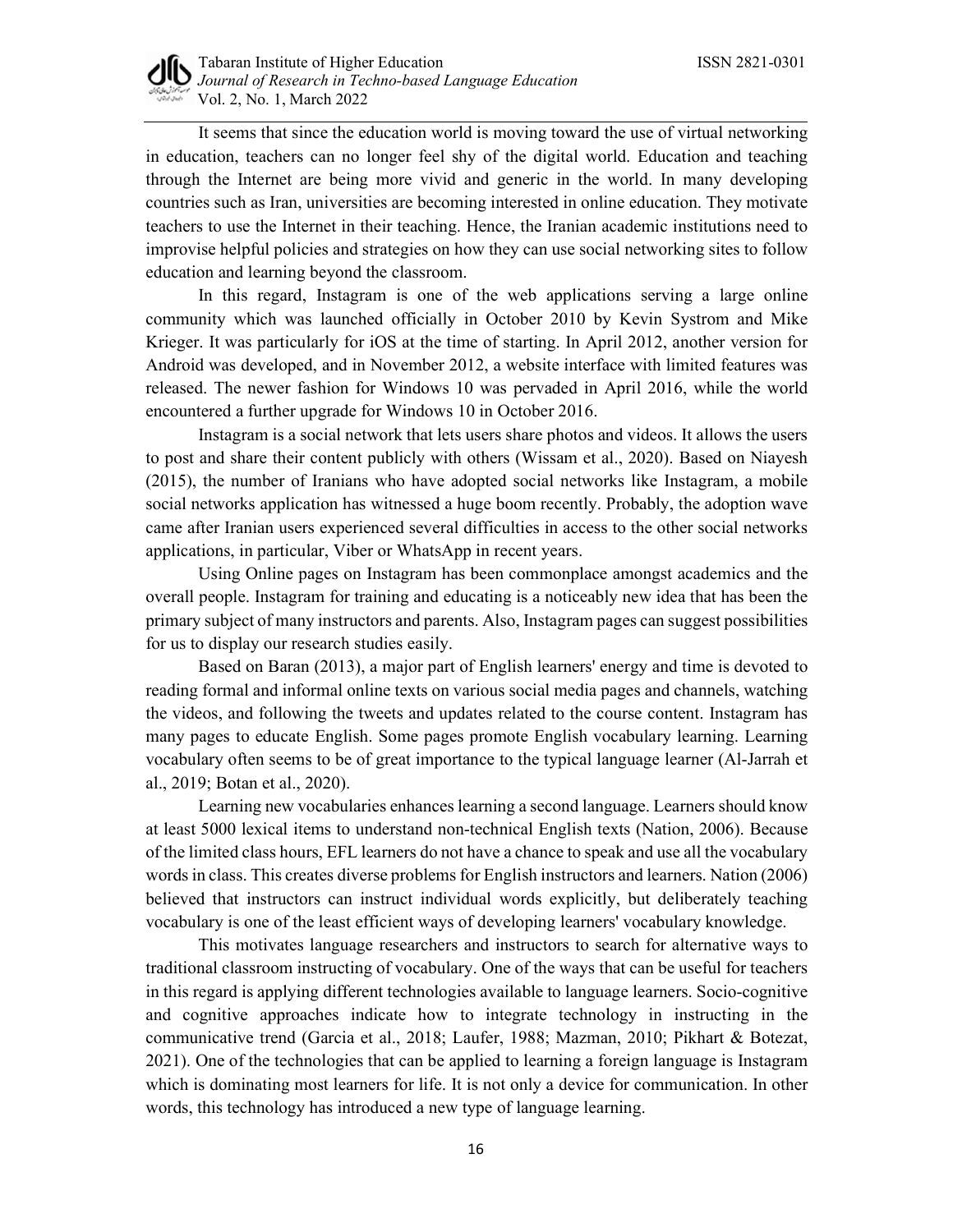It seems that since the education world is moving toward the use of virtual networking in education, teachers can no longer feel shy of the digital world. Education and teaching through the Internet are being more vivid and generic in the world. In many developing countries such as Iran, universities are becoming interested in online education. They motivate teachers to use the Internet in their teaching. Hence, the Iranian academic institutions need to improvise helpful policies and strategies on how they can use social networking sites to follow education and learning beyond the classroom.

In this regard, Instagram is one of the web applications serving a large online community which was launched officially in October 2010 by Kevin Systrom and Mike Krieger. It was particularly for iOS at the time of starting. In April 2012, another version for Android was developed, and in November 2012, a website interface with limited features was released. The newer fashion for Windows 10 was pervaded in April 2016, while the world encountered a further upgrade for Windows 10 in October 2016.

Instagram is a social network that lets users share photos and videos. It allows the users to post and share their content publicly with others (Wissam et al., 2020). Based on Niayesh (2015), the number of Iranians who have adopted social networks like Instagram, a mobile social networks application has witnessed a huge boom recently. Probably, the adoption wave came after Iranian users experienced several difficulties in access to the other social networks applications, in particular, Viber or WhatsApp in recent years.

Using Online pages on Instagram has been commonplace amongst academics and the overall people. Instagram for training and educating is a noticeably new idea that has been the primary subject of many instructors and parents. Also, Instagram pages can suggest possibilities for us to display our research studies easily.

Based on Baran (2013), a major part of English learners' energy and time is devoted to reading formal and informal online texts on various social media pages and channels, watching the videos, and following the tweets and updates related to the course content. Instagram has many pages to educate English. Some pages promote English vocabulary learning. Learning vocabulary often seems to be of great importance to the typical language learner (Al-Jarrah et al., 2019; Botan et al., 2020).

Learning new vocabularies enhances learning a second language. Learners should know at least 5000 lexical items to understand non-technical English texts (Nation, 2006). Because of the limited class hours, EFL learners do not have a chance to speak and use all the vocabulary words in class. This creates diverse problems for English instructors and learners. Nation (2006) believed that instructors can instruct individual words explicitly, but deliberately teaching vocabulary is one of the least efficient ways of developing learners' vocabulary knowledge.

This motivates language researchers and instructors to search for alternative ways to traditional classroom instructing of vocabulary. One of the ways that can be useful for teachers in this regard is applying different technologies available to language learners. Socio-cognitive and cognitive approaches indicate how to integrate technology in instructing in the communicative trend (Garcia et al., 2018; Laufer, 1988; Mazman, 2010; Pikhart & Botezat, 2021). One of the technologies that can be applied to learning a foreign language is Instagram which is dominating most learners for life. It is not only a device for communication. In other words, this technology has introduced a new type of language learning.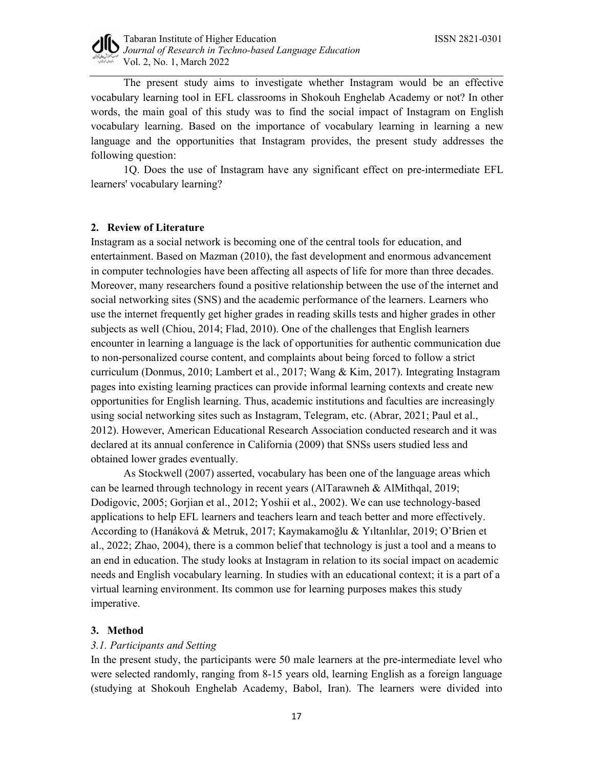The present study aims to investigate whether Instagram would be an effective vocabulary learning tool in EFL classrooms in Shokouh Enghelab Academy or not? In other words, the main goal of this study was to find the social impact of Instagram on English vocabulary learning. Based on the importance of vocabulary learning in learning a new language and the opportunities that Instagram provides, the present study addresses the following question:

1Q. Does the use of Instagram have any significant effect on pre-intermediate EFL learners' vocabulary learning?

## 2. Review of Literature

Instagram as a social network is becoming one of the central tools for education, and entertainment. Based on Mazman (2010), the fast development and enormous advancement in computer technologies have been affecting all aspects of life for more than three decades. Moreover, many researchers found a positive relationship between the use of the internet and social networking sites (SNS) and the academic performance of the learners. Learners who use the internet frequently get higher grades in reading skills tests and higher grades in other subjects as well (Chiou, 2014; Flad, 2010). One of the challenges that English learners encounter in learning a language is the lack of opportunities for authentic communication due to non-personalized course content, and complaints about being forced to follow a strict curriculum (Donmus, 2010; Lambert et al., 2017; Wang & Kim, 2017). Integrating Instagram pages into existing learning practices can provide informal learning contexts and create new opportunities for English learning. Thus, academic institutions and faculties are increasingly using social networking sites such as Instagram, Telegram, etc. (Abrar, 2021; Paul et al., 2012). However, American Educational Research Association conducted research and it was declared at its annual conference in California (2009) that SNSs users studied less and obtained lower grades eventually.

As Stockwell (2007) asserted, vocabulary has been one of the language areas which can be learned through technology in recent years (AlTarawneh & AlMithqal, 2019; Dodigovic, 2005; Gorjian et al., 2012; Yoshii et al., 2002). We can use technology-based applications to help EFL learners and teachers learn and teach better and more effectively. According to (Hanáková & Metruk, 2017; Kaymakamoğlu & Yıltanlılar, 2019; O'Brien et al., 2022; Zhao, 2004), there is a common belief that technology is just a tool and a means to an end in education. The study looks at Instagram in relation to its social impact on academic needs and English vocabulary learning. In studies with an educational context; it is a part of a virtual learning environment. Its common use for learning purposes makes this study imperative.

## 3. Method

### *3.1. Participants and Setting*

In the present study, the participants were 50 male learners at the pre-intermediate level who were selected randomly, ranging from 8-15 years old, learning English as a foreign language (studying at Shokouh Enghelab Academy, Babol, Iran). The learners were divided into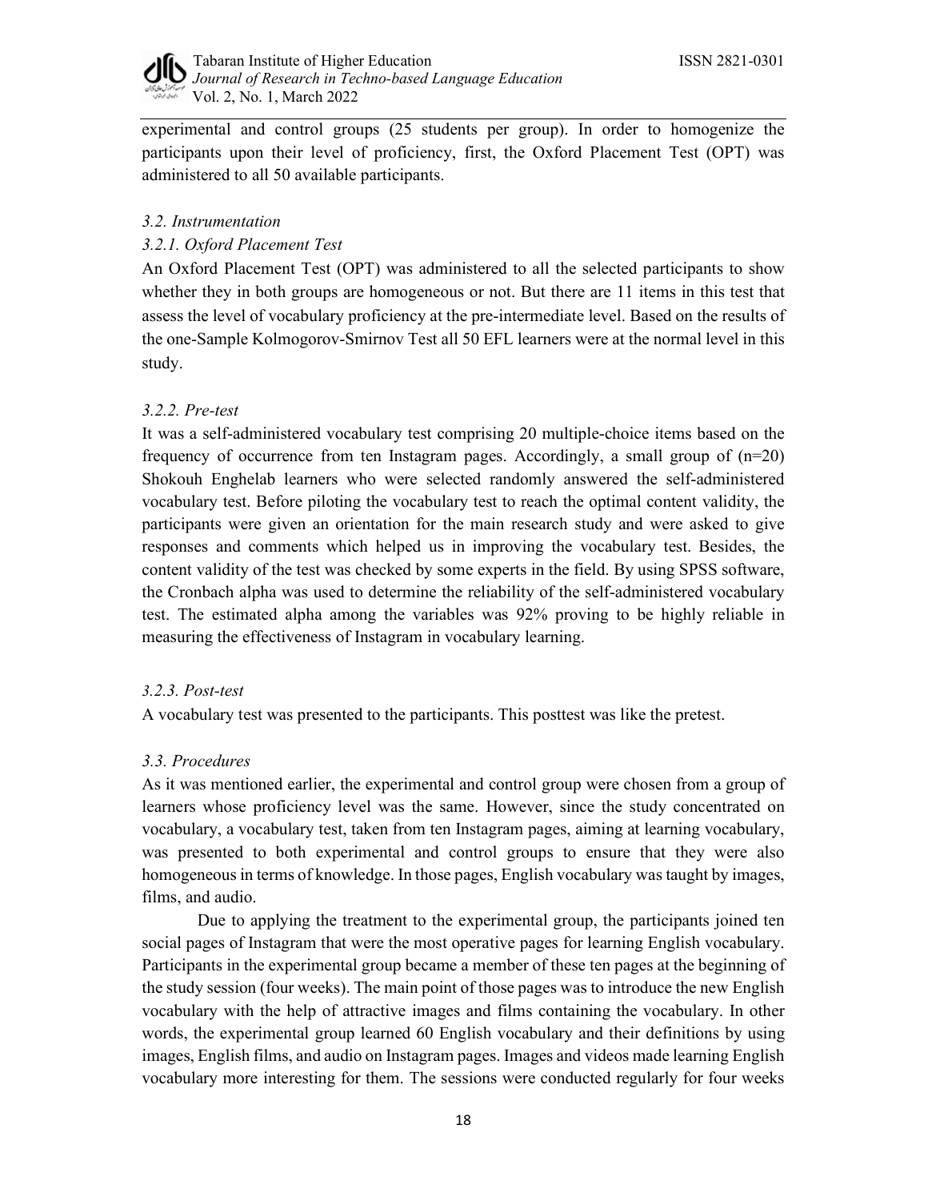experimental and control groups (25 students per group). In order to homogenize the participants upon their level of proficiency, first, the Oxford Placement Test (OPT) was administered to all 50 available participants.

### *3.2. Instrumentation*

#### *3.2.1. Oxford Placement Test*

An Oxford Placement Test (OPT) was administered to all the selected participants to show whether they in both groups are homogeneous or not. But there are 11 items in this test that assess the level of vocabulary proficiency at the pre-intermediate level. Based on the results of the one-Sample Kolmogorov-Smirnov Test all 50 EFL learners were at the normal level in this study.

#### *3.2.2. Pre-test*

It was a self-administered vocabulary test comprising 20 multiple-choice items based on the frequency of occurrence from ten Instagram pages. Accordingly, a small group of (n=20) Shokouh Enghelab learners who were selected randomly answered the self-administered vocabulary test. Before piloting the vocabulary test to reach the optimal content validity, the participants were given an orientation for the main research study and were asked to give responses and comments which helped us in improving the vocabulary test. Besides, the content validity of the test was checked by some experts in the field. By using SPSS software, the Cronbach alpha was used to determine the reliability of the self-administered vocabulary test. The estimated alpha among the variables was 92% proving to be highly reliable in measuring the effectiveness of Instagram in vocabulary learning.

#### *3.2.3. Post-test*

A vocabulary test was presented to the participants. This posttest was like the pretest.

### *3.3. Procedures*

As it was mentioned earlier, the experimental and control group were chosen from a group of learners whose proficiency level was the same. However, since the study concentrated on vocabulary, a vocabulary test, taken from ten Instagram pages, aiming at learning vocabulary, was presented to both experimental and control groups to ensure that they were also homogeneous in terms of knowledge. In those pages, English vocabulary was taught by images, films, and audio.

Due to applying the treatment to the experimental group, the participants joined ten social pages of Instagram that were the most operative pages for learning English vocabulary. Participants in the experimental group became a member of these ten pages at the beginning of the study session (four weeks). The main point of those pages was to introduce the new English vocabulary with the help of attractive images and films containing the vocabulary. In other words, the experimental group learned 60 English vocabulary and their definitions by using images, English films, and audio on Instagram pages. Images and videos made learning English vocabulary more interesting for them. The sessions were conducted regularly for four weeks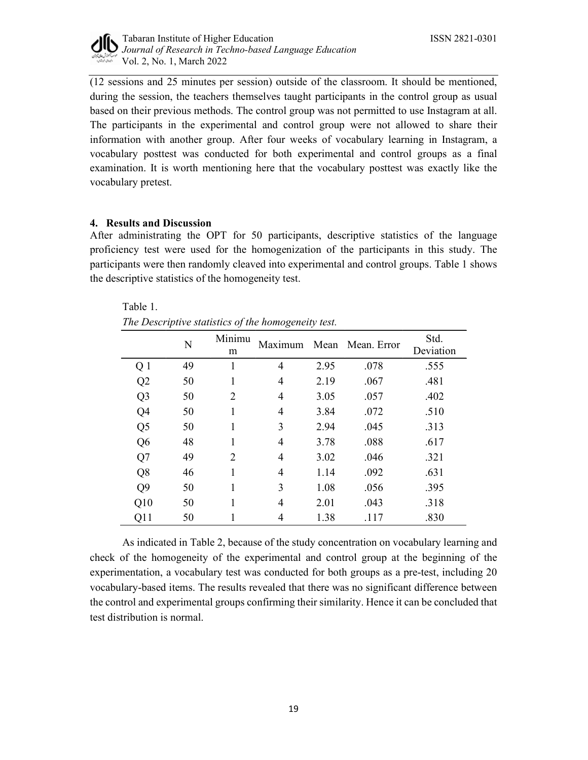(12 sessions and 25 minutes per session) outside of the classroom. It should be mentioned, during the session, the teachers themselves taught participants in the control group as usual based on their previous methods. The control group was not permitted to use Instagram at all. The participants in the experimental and control group were not allowed to share their information with another group. After four weeks of vocabulary learning in Instagram, a vocabulary posttest was conducted for both experimental and control groups as a final examination. It is worth mentioning here that the vocabulary posttest was exactly like the vocabulary pretest.

## 4. Results and Discussion

After administrating the OPT for 50 participants, descriptive statistics of the language proficiency test were used for the homogenization of the participants in this study. The participants were then randomly cleaved into experimental and control groups. Table 1 shows the descriptive statistics of the homogeneity test.

Table 1.

*The Descriptive statistics of the homogeneity test.*

| | N | Minimum | Maximum | Mean | Mean. Error | Std. Deviation |
|---|---|---|---|---|---|---|
| Q 1 | 49 | 1 | 4 | 2.95 | .078 | .555 |
| Q2 | 50 | 1 | 4 | 2.19 | .067 | .481 |
| Q3 | 50 | 2 | 4 | 3.05 | .057 | .402 |
| Q4 | 50 | 1 | 4 | 3.84 | .072 | .510 |
| Q5 | 50 | 1 | 3 | 2.94 | .045 | .313 |
| Q6 | 48 | 1 | 4 | 3.78 | .088 | .617 |
| Q7 | 49 | 2 | 4 | 3.02 | .046 | .321 |
| Q8 | 46 | 1 | 4 | 1.14 | .092 | .631 |
| Q9 | 50 | 1 | 3 | 1.08 | .056 | .395 |
| Q10 | 50 | 1 | 4 | 2.01 | .043 | .318 |
| Q11 | 50 | 1 | 4 | 1.38 | .117 | .830 |

As indicated in Table 2, because of the study concentration on vocabulary learning and check of the homogeneity of the experimental and control group at the beginning of the experimentation, a vocabulary test was conducted for both groups as a pre-test, including 20 vocabulary-based items. The results revealed that there was no significant difference between the control and experimental groups confirming their similarity. Hence it can be concluded that test distribution is normal.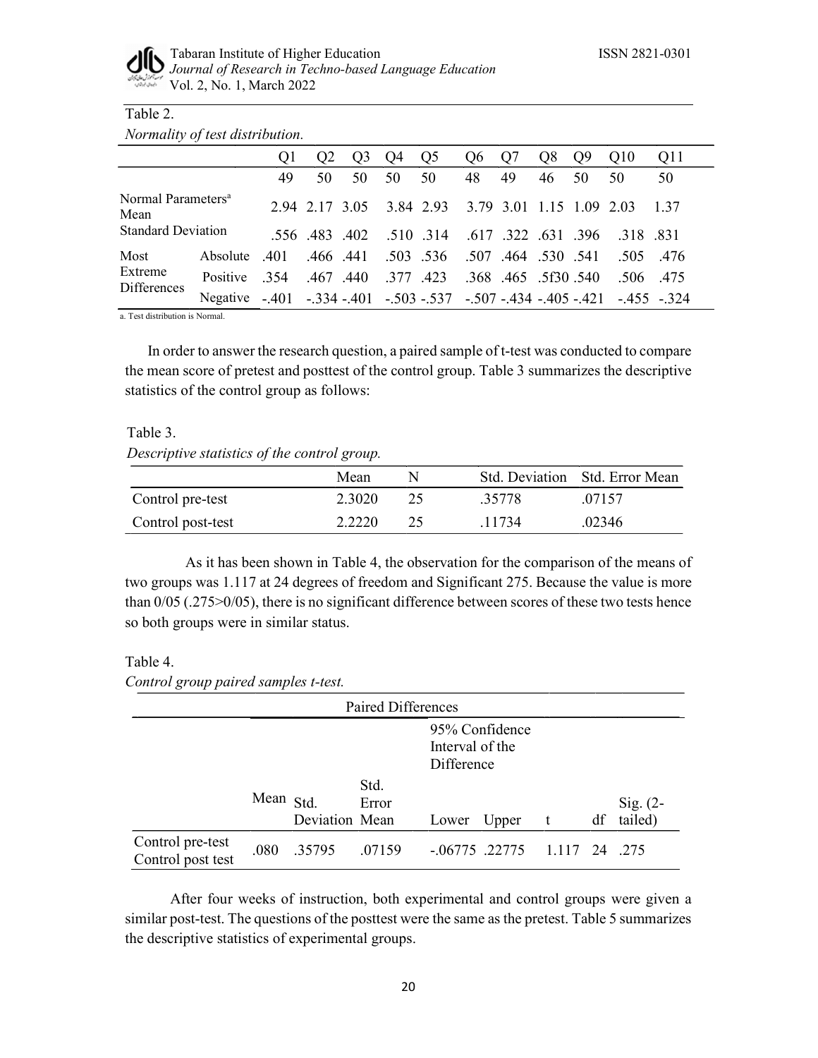Table 2.

*Normality of test distribution.*

| | | Q1 | Q2 | Q3 | Q4 | Q5 | Q6 | Q7 | Q8 | Q9 | Q10 | Q11 |
|---|---|---|---|---|---|---|---|---|---|---|---|---|
| | | 49 | 50 | 50 | 50 | 50 | 48 | 49 | 46 | 50 | 50 | 50 |
| Normal Parameters[a] Mean | | | 2.94 | 2.17 | 3.05 | 3.84 | 2.93 | 3.79 | 3.01 | 1.15 | 1.09 2.03 | 1.37 |
| Standard Deviation | | | .556 | .483 | .402 | .510 | .314 | .617 | .322 | .631 | .396 .318 | .831 |
| Most Extreme Differences | Absolute | .401 | .466 | .441 | .503 | .536 | .507 | .464 | .530 | .541 | .505 | .476 |
| | Positive | .354 | .467 | .440 | .377 | .423 | .368 | .465 | .5f30 | .540 | .506 | .475 |
| | Negative | -.401 | -.334 | -.401 | -.503 | -.537 | -.507 | -.434 | -.405 | -.421 | -.455 | -.324 |

a. Test distribution is Normal.

In order to answer the research question, a paired sample of t-test was conducted to compare the mean score of pretest and posttest of the control group. Table 3 summarizes the descriptive statistics of the control group as follows:

Table 3.

*Descriptive statistics of the control group.*

| | Mean | N | Std. Deviation | Std. Error Mean |
|---|---|---|---|---|
| Control pre-test | 2.3020 | 25 | .35778 | .07157 |
| Control post-test | 2.2220 | 25 | .11734 | .02346 |

As it has been shown in Table 4, the observation for the comparison of the means of two groups was 1.117 at 24 degrees of freedom and Significant 275. Because the value is more than 0/05 (.275>0/05), there is no significant difference between scores of these two tests hence so both groups were in similar status.

Table 4.

*Control group paired samples t-test.*

| | Paired Differences | | | | | | | |
|---|---|---|---|---|---|---|---|---|
| | | | | 95% Confidence Interval of the Difference | | | | |
| | Mean | Std. Deviation | Std. Error Mean | Lower | Upper | t | df | Sig. (2-tailed) |
| Control pre-test Control post test | .080 | .35795 | .07159 | -.06775 | .22775 | 1.117 | 24 | .275 |

After four weeks of instruction, both experimental and control groups were given a similar post-test. The questions of the posttest were the same as the pretest. Table 5 summarizes the descriptive statistics of experimental groups.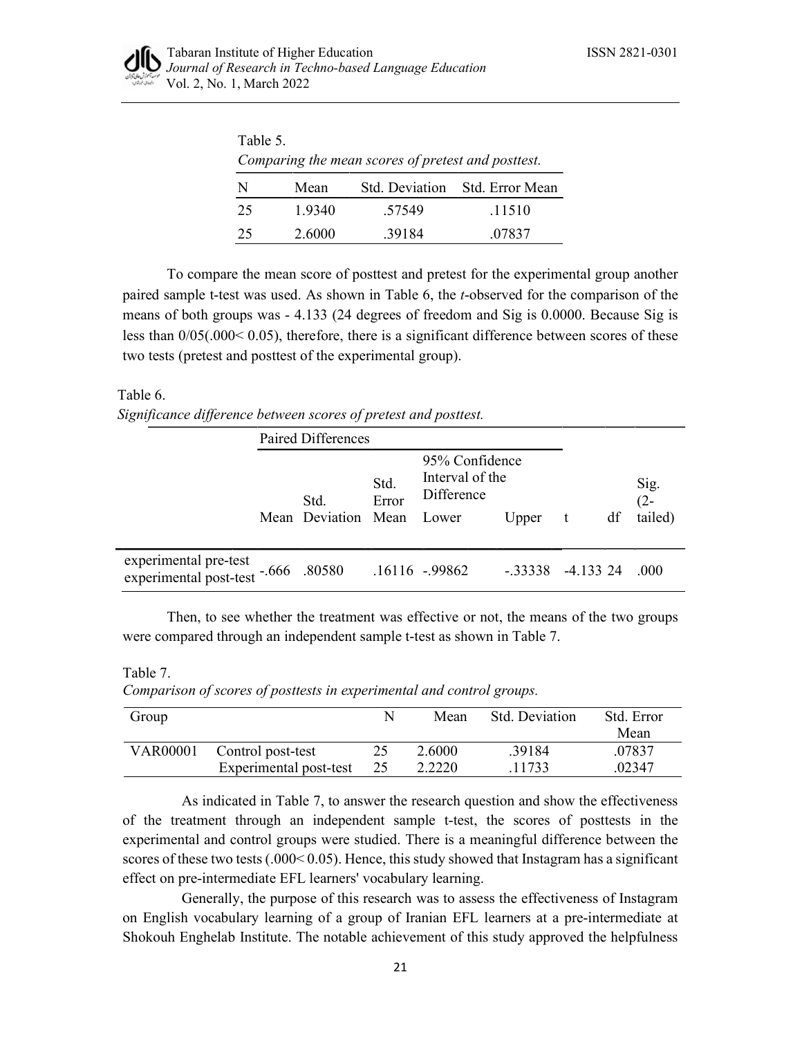Table 5.

*Comparing the mean scores of pretest and posttest.*

| N | Mean | Std. Deviation | Std. Error Mean |
|---|---|---|---|
| 25 | 1.9340 | .57549 | .11510 |
| 25 | 2.6000 | .39184 | .07837 |

To compare the mean score of posttest and pretest for the experimental group another paired sample t-test was used. As shown in Table 6, the *t*-observed for the comparison of the means of both groups was - 4.133 (24 degrees of freedom and Sig is 0.0000. Because Sig is less than 0/05(.000< 0.05), therefore, there is a significant difference between scores of these two tests (pretest and posttest of the experimental group).

Table 6.

*Significance difference between scores of pretest and posttest.*

| | Paired Differences | | | | | | | |
|---|---|---|---|---|---|---|---|---|
| | | | | 95% Confidence Interval of the Difference | | | | |
| | Mean | Std. Deviation | Std. Error Mean | Lower | Upper | t | df | Sig. (2-tailed) |
| experimental pre-test experimental post-test | -.666 | .80580 | .16116 | -.99862 | -.33338 | -4.133 | 24 | .000 |

Then, to see whether the treatment was effective or not, the means of the two groups were compared through an independent sample t-test as shown in Table 7.

Table 7.

*Comparison of scores of posttests in experimental and control groups.*

| Group | | N | Mean | Std. Deviation | Std. Error Mean |
|---|---|---|---|---|---|
| VAR00001 | Control post-test | 25 | 2.6000 | .39184 | .07837 |
| | Experimental post-test | 25 | 2.2220 | .11733 | .02347 |

As indicated in Table 7, to answer the research question and show the effectiveness of the treatment through an independent sample t-test, the scores of posttests in the experimental and control groups were studied. There is a meaningful difference between the scores of these two tests (.000< 0.05). Hence, this study showed that Instagram has a significant effect on pre-intermediate EFL learners' vocabulary learning.

Generally, the purpose of this research was to assess the effectiveness of Instagram on English vocabulary learning of a group of Iranian EFL learners at a pre-intermediate at Shokouh Enghelab Institute. The notable achievement of this study approved the helpfulness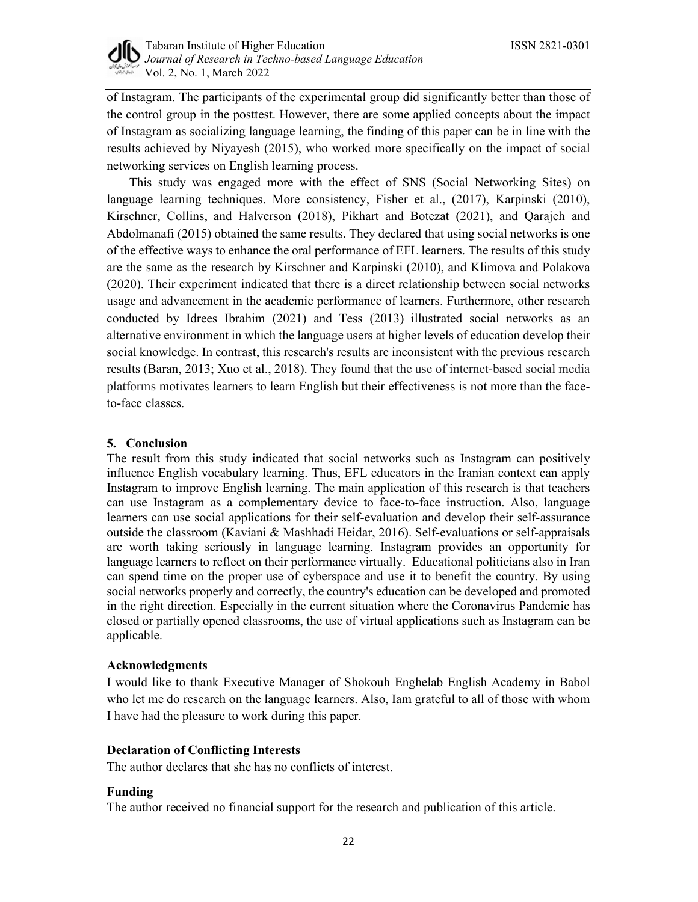of Instagram. The participants of the experimental group did significantly better than those of the control group in the posttest. However, there are some applied concepts about the impact of Instagram as socializing language learning, the finding of this paper can be in line with the results achieved by Niyayesh (2015), who worked more specifically on the impact of social networking services on English learning process.

This study was engaged more with the effect of SNS (Social Networking Sites) on language learning techniques. More consistency, Fisher et al., (2017), Karpinski (2010), Kirschner, Collins, and Halverson (2018), Pikhart and Botezat (2021), and Qarajeh and Abdolmanafi (2015) obtained the same results. They declared that using social networks is one of the effective ways to enhance the oral performance of EFL learners. The results of this study are the same as the research by Kirschner and Karpinski (2010), and Klimova and Polakova (2020). Their experiment indicated that there is a direct relationship between social networks usage and advancement in the academic performance of learners. Furthermore, other research conducted by Idrees Ibrahim (2021) and Tess (2013) illustrated social networks as an alternative environment in which the language users at higher levels of education develop their social knowledge. In contrast, this research's results are inconsistent with the previous research results (Baran, 2013; Xuo et al., 2018). They found that the use of internet-based social media platforms motivates learners to learn English but their effectiveness is not more than the face-to-face classes.

## 5. Conclusion

The result from this study indicated that social networks such as Instagram can positively influence English vocabulary learning. Thus, EFL educators in the Iranian context can apply Instagram to improve English learning. The main application of this research is that teachers can use Instagram as a complementary device to face-to-face instruction. Also, language learners can use social applications for their self-evaluation and develop their self-assurance outside the classroom (Kaviani & Mashhadi Heidar, 2016). Self-evaluations or self-appraisals are worth taking seriously in language learning. Instagram provides an opportunity for language learners to reflect on their performance virtually. Educational politicians also in Iran can spend time on the proper use of cyberspace and use it to benefit the country. By using social networks properly and correctly, the country's education can be developed and promoted in the right direction. Especially in the current situation where the Coronavirus Pandemic has closed or partially opened classrooms, the use of virtual applications such as Instagram can be applicable.

### Acknowledgments

I would like to thank Executive Manager of Shokouh Enghelab English Academy in Babol who let me do research on the language learners. Also, Iam grateful to all of those with whom I have had the pleasure to work during this paper.

### Declaration of Conflicting Interests

The author declares that she has no conflicts of interest.

### Funding

The author received no financial support for the research and publication of this article.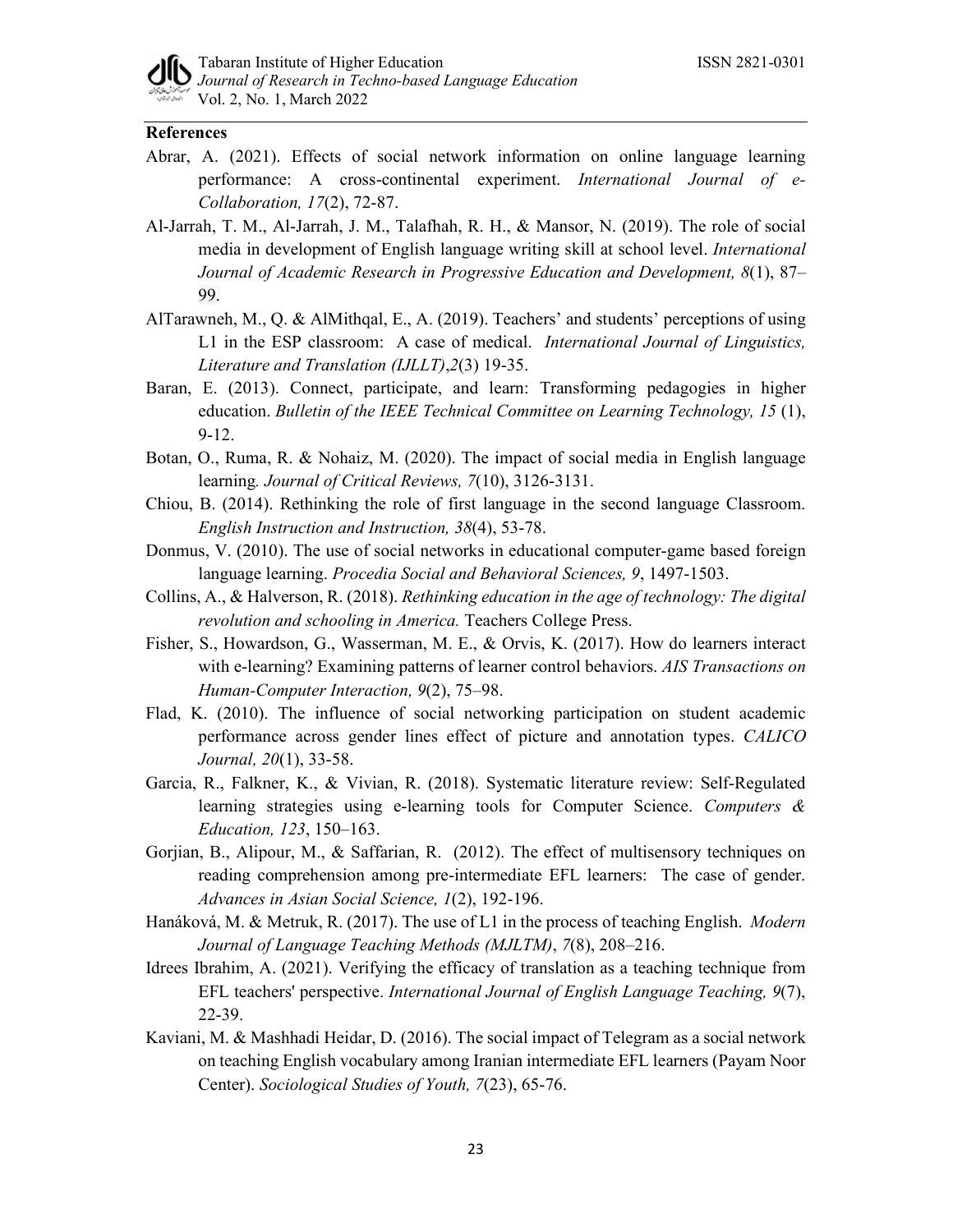**References**

Abrar, A. (2021). Effects of social network information on online language learning performance: A cross-continental experiment. *International Journal of e-Collaboration, 17*(2), 72-87.

Al-Jarrah, T. M., Al-Jarrah, J. M., Talafhah, R. H., & Mansor, N. (2019). The role of social media in development of English language writing skill at school level. *International Journal of Academic Research in Progressive Education and Development, 8*(1), 87–99.

AlTarawneh, M., Q. & AlMithqal, E., A. (2019). Teachers' and students' perceptions of using L1 in the ESP classroom: A case of medical. *International Journal of Linguistics, Literature and Translation (IJLLT)*,*2*(3) 19-35.

Baran, E. (2013). Connect, participate, and learn: Transforming pedagogies in higher education. *Bulletin of the IEEE Technical Committee on Learning Technology, 15* (1), 9-12.

Botan, O., Ruma, R. & Nohaiz, M. (2020). The impact of social media in English language learning. *Journal of Critical Reviews, 7*(10), 3126-3131.

Chiou, B. (2014). Rethinking the role of first language in the second language Classroom. *English Instruction and Instruction, 38*(4), 53-78.

Donmus, V. (2010). The use of social networks in educational computer-game based foreign language learning. *Procedia Social and Behavioral Sciences, 9*, 1497-1503.

Collins, A., & Halverson, R. (2018). *Rethinking education in the age of technology: The digital revolution and schooling in America.* Teachers College Press.

Fisher, S., Howardson, G., Wasserman, M. E., & Orvis, K. (2017). How do learners interact with e-learning? Examining patterns of learner control behaviors. *AIS Transactions on Human-Computer Interaction, 9*(2), 75–98.

Flad, K. (2010). The influence of social networking participation on student academic performance across gender lines effect of picture and annotation types. *CALICO Journal, 20*(1), 33-58.

Garcia, R., Falkner, K., & Vivian, R. (2018). Systematic literature review: Self-Regulated learning strategies using e-learning tools for Computer Science. *Computers & Education, 123*, 150–163.

Gorjian, B., Alipour, M., & Saffarian, R. (2012). The effect of multisensory techniques on reading comprehension among pre-intermediate EFL learners: The case of gender. *Advances in Asian Social Science, 1*(2), 192-196.

Hanáková, M. & Metruk, R. (2017). The use of L1 in the process of teaching English. *Modern Journal of Language Teaching Methods (MJLTM)*, *7*(8), 208–216.

Idrees Ibrahim, A. (2021). Verifying the efficacy of translation as a teaching technique from EFL teachers' perspective. *International Journal of English Language Teaching, 9*(7), 22-39.

Kaviani, M. & Mashhadi Heidar, D. (2016). The social impact of Telegram as a social network on teaching English vocabulary among Iranian intermediate EFL learners (Payam Noor Center). *Sociological Studies of Youth, 7*(23), 65-76.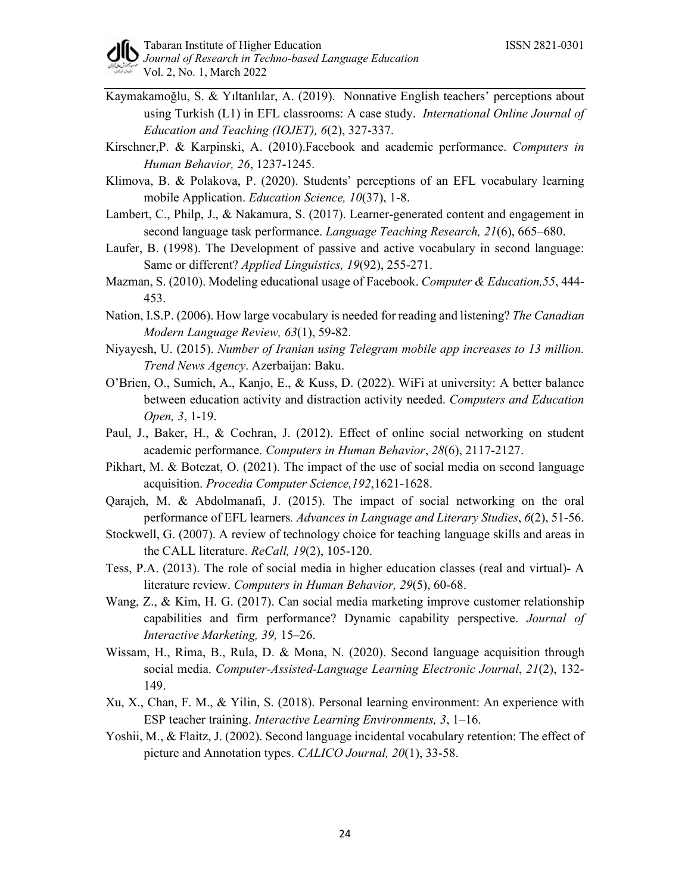Kaymakamoğlu, S. & Yıltanlılar, A. (2019). Nonnative English teachers' perceptions about using Turkish (L1) in EFL classrooms: A case study. *International Online Journal of Education and Teaching (IOJET), 6*(2), 327-337.

Kirschner,P. & Karpinski, A. (2010).Facebook and academic performance. *Computers in Human Behavior, 26*, 1237-1245.

Klimova, B. & Polakova, P. (2020). Students' perceptions of an EFL vocabulary learning mobile Application. *Education Science, 10*(37), 1-8.

Lambert, C., Philp, J., & Nakamura, S. (2017). Learner-generated content and engagement in second language task performance. *Language Teaching Research, 21*(6), 665–680.

Laufer, B. (1998). The Development of passive and active vocabulary in second language: Same or different? *Applied Linguistics, 19*(92), 255-271.

Mazman, S. (2010). Modeling educational usage of Facebook. *Computer & Education,55*, 444-453.

Nation, I.S.P. (2006). How large vocabulary is needed for reading and listening? *The Canadian Modern Language Review, 63*(1), 59-82.

Niyayesh, U. (2015). *Number of Iranian using Telegram mobile app increases to 13 million. Trend News Agency*. Azerbaijan: Baku.

O'Brien, O., Sumich, A., Kanjo, E., & Kuss, D. (2022). WiFi at university: A better balance between education activity and distraction activity needed. *Computers and Education Open, 3*, 1-19.

Paul, J., Baker, H., & Cochran, J. (2012). Effect of online social networking on student academic performance. *Computers in Human Behavior*, *28*(6), 2117-2127.

Pikhart, M. & Botezat, O. (2021). The impact of the use of social media on second language acquisition. *Procedia Computer Science,192*,1621-1628.

Qarajeh, M. & Abdolmanafi, J. (2015). The impact of social networking on the oral performance of EFL learners*. Advances in Language and Literary Studies*, *6*(2), 51-56.

Stockwell, G. (2007). A review of technology choice for teaching language skills and areas in the CALL literature. *ReCall, 19*(2), 105-120.

Tess, P.A. (2013). The role of social media in higher education classes (real and virtual)- A literature review. *Computers in Human Behavior, 29*(5), 60-68.

Wang, Z., & Kim, H. G. (2017). Can social media marketing improve customer relationship capabilities and firm performance? Dynamic capability perspective. *Journal of Interactive Marketing, 39,* 15–26.

Wissam, H., Rima, B., Rula, D. & Mona, N. (2020). Second language acquisition through social media. *Computer-Assisted-Language Learning Electronic Journal*, *21*(2), 132-149.

Xu, X., Chan, F. M., & Yilin, S. (2018). Personal learning environment: An experience with ESP teacher training. *Interactive Learning Environments, 3*, 1–16.

Yoshii, M., & Flaitz, J. (2002). Second language incidental vocabulary retention: The effect of picture and Annotation types. *CALICO Journal, 20*(1), 33-58.